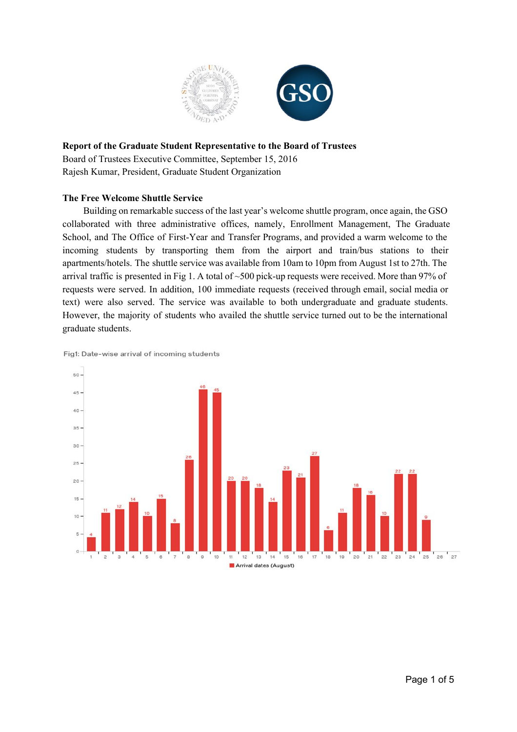**Report of the Graduate Student Representative to the Board of Trustees**
Board of Trustees Executive Committee, September 15, 2016
Rajesh Kumar, President, Graduate Student Organization

**The Free Welcome Shuttle Service**

Building on remarkable success of the last year's welcome shuttle program, once again, the GSO collaborated with three administrative offices, namely, Enrollment Management, The Graduate School, and The Office of First-Year and Transfer Programs, and provided a warm welcome to the incoming students by transporting them from the airport and train/bus stations to their apartments/hotels. The shuttle service was available from 10am to 10pm from August 1st to 27th. The arrival traffic is presented in Fig 1. A total of ~500 pick-up requests were received. More than 97% of requests were served. In addition, 100 immediate requests (received through email, social media or text) were also served. The service was available to both undergraduate and graduate students. However, the majority of students who availed the shuttle service turned out to be the international graduate students.

Fig1: Date-wise arrival of incoming students

| Arrival dates (August) | 1 | 2 | 3 | 4 | 5 | 6 | 7 | 8 | 9 | 10 | 11 | 12 | 13 | 14 | 15 | 16 | 17 | 18 | 19 | 20 | 21 | 22 | 23 | 24 | 25 | 26 | 27 |
|---|---|---|---|---|---|---|---|---|---|---|---|---|---|---|---|---|---|---|---|---|---|---|---|---|---|---|---|
| Arrivals | 4 | 11 | 12 | 14 | 10 | 15 | 8 | 26 | 46 | 45 | 20 | 20 | 18 | 14 | 23 | 21 | 27 | 6 | 11 | 18 | 16 | 10 | 22 | 22 | 9 | | |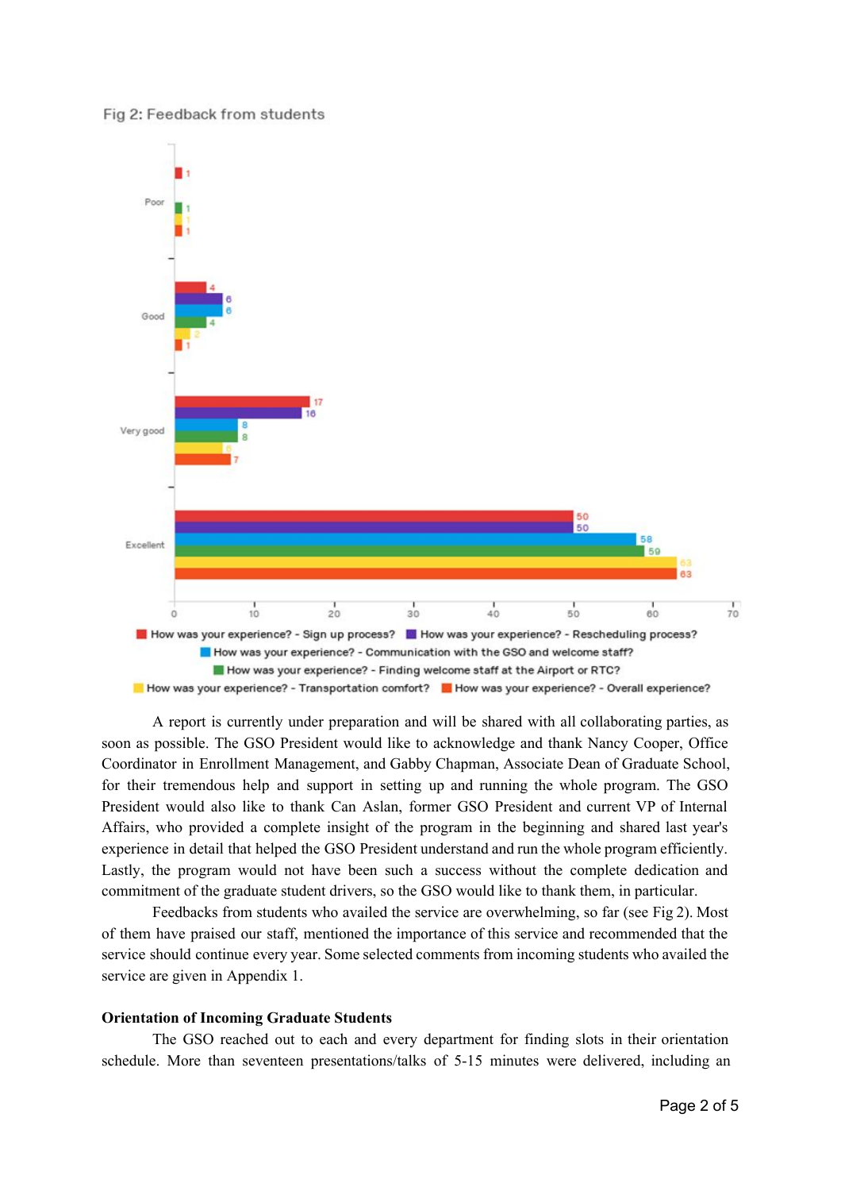Fig 2: Feedback from students

| | How was your experience? - Sign up process? | How was your experience? - Rescheduling process? | How was your experience? - Communication with the GSO and welcome staff? | How was your experience? - Finding welcome staff at the Airport or RTC? | How was your experience? - Transportation comfort? | How was your experience? - Overall experience? |
|---|---|---|---|---|---|---|
| Poor | 1 | | | 1 | 1 | 1 |
| Good | 4 | 6 | 6 | 4 | 2 | 1 |
| Very good | 17 | 16 | 8 | 8 | 6 | 7 |
| Excellent | 50 | 50 | 58 | 59 | 63 | 63 |

A report is currently under preparation and will be shared with all collaborating parties, as soon as possible. The GSO President would like to acknowledge and thank Nancy Cooper, Office Coordinator in Enrollment Management, and Gabby Chapman, Associate Dean of Graduate School, for their tremendous help and support in setting up and running the whole program. The GSO President would also like to thank Can Aslan, former GSO President and current VP of Internal Affairs, who provided a complete insight of the program in the beginning and shared last year's experience in detail that helped the GSO President understand and run the whole program efficiently. Lastly, the program would not have been such a success without the complete dedication and commitment of the graduate student drivers, so the GSO would like to thank them, in particular.

Feedbacks from students who availed the service are overwhelming, so far (see Fig 2). Most of them have praised our staff, mentioned the importance of this service and recommended that the service should continue every year. Some selected comments from incoming students who availed the service are given in Appendix 1.

**Orientation of Incoming Graduate Students**

The GSO reached out to each and every department for finding slots in their orientation schedule. More than seventeen presentations/talks of 5-15 minutes were delivered, including an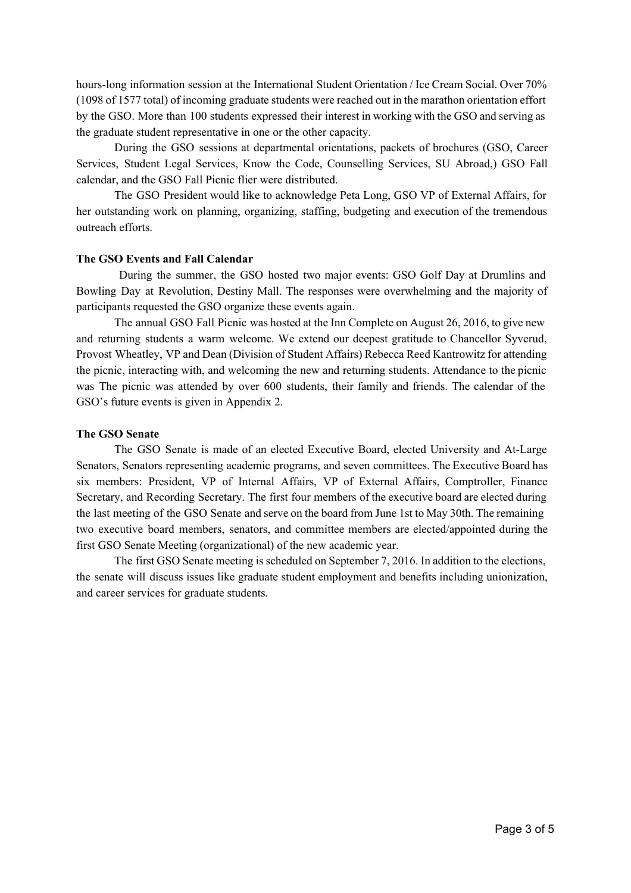hours-long information session at the International Student Orientation / Ice Cream Social. Over 70% (1098 of 1577 total) of incoming graduate students were reached out in the marathon orientation effort by the GSO. More than 100 students expressed their interest in working with the GSO and serving as the graduate student representative in one or the other capacity.

During the GSO sessions at departmental orientations, packets of brochures (GSO, Career Services, Student Legal Services, Know the Code, Counselling Services, SU Abroad,) GSO Fall calendar, and the GSO Fall Picnic flier were distributed.

The GSO President would like to acknowledge Peta Long, GSO VP of External Affairs, for her outstanding work on planning, organizing, staffing, budgeting and execution of the tremendous outreach efforts.

**The GSO Events and Fall Calendar**

During the summer, the GSO hosted two major events: GSO Golf Day at Drumlins and Bowling Day at Revolution, Destiny Mall. The responses were overwhelming and the majority of participants requested the GSO organize these events again.

The annual GSO Fall Picnic was hosted at the Inn Complete on August 26, 2016, to give new and returning students a warm welcome. We extend our deepest gratitude to Chancellor Syverud, Provost Wheatley, VP and Dean (Division of Student Affairs) Rebecca Reed Kantrowitz for attending the picnic, interacting with, and welcoming the new and returning students. Attendance to the picnic was The picnic was attended by over 600 students, their family and friends. The calendar of the GSO's future events is given in Appendix 2.

**The GSO Senate**

The GSO Senate is made of an elected Executive Board, elected University and At-Large Senators, Senators representing academic programs, and seven committees. The Executive Board has six members: President, VP of Internal Affairs, VP of External Affairs, Comptroller, Finance Secretary, and Recording Secretary. The first four members of the executive board are elected during the last meeting of the GSO Senate and serve on the board from June 1st to May 30th. The remaining two executive board members, senators, and committee members are elected/appointed during the first GSO Senate Meeting (organizational) of the new academic year.

The first GSO Senate meeting is scheduled on September 7, 2016. In addition to the elections, the senate will discuss issues like graduate student employment and benefits including unionization, and career services for graduate students.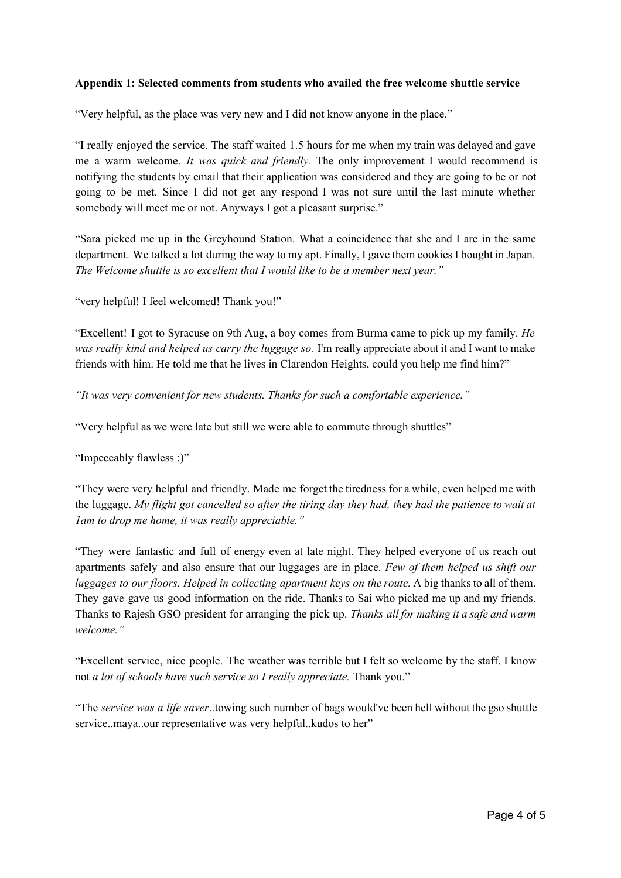**Appendix 1: Selected comments from students who availed the free welcome shuttle service**

"Very helpful, as the place was very new and I did not know anyone in the place."

"I really enjoyed the service. The staff waited 1.5 hours for me when my train was delayed and gave me a warm welcome. *It was quick and friendly.* The only improvement I would recommend is notifying the students by email that their application was considered and they are going to be or not going to be met. Since I did not get any respond I was not sure until the last minute whether somebody will meet me or not. Anyways I got a pleasant surprise."

"Sara picked me up in the Greyhound Station. What a coincidence that she and I are in the same department. We talked a lot during the way to my apt. Finally, I gave them cookies I bought in Japan. *The Welcome shuttle is so excellent that I would like to be a member next year."*

"very helpful! I feel welcomed! Thank you!"

"Excellent! I got to Syracuse on 9th Aug, a boy comes from Burma came to pick up my family. *He was really kind and helped us carry the luggage so.* I'm really appreciate about it and I want to make friends with him. He told me that he lives in Clarendon Heights, could you help me find him?"

*"It was very convenient for new students. Thanks for such a comfortable experience."*

"Very helpful as we were late but still we were able to commute through shuttles"

"Impeccably flawless :)"

"They were very helpful and friendly. Made me forget the tiredness for a while, even helped me with the luggage. *My flight got cancelled so after the tiring day they had, they had the patience to wait at 1am to drop me home, it was really appreciable."*

"They were fantastic and full of energy even at late night. They helped everyone of us reach out apartments safely and also ensure that our luggages are in place. *Few of them helped us shift our luggages to our floors. Helped in collecting apartment keys on the route.* A big thanks to all of them. They gave gave us good information on the ride. Thanks to Sai who picked me up and my friends. Thanks to Rajesh GSO president for arranging the pick up. *Thanks all for making it a safe and warm welcome."*

"Excellent service, nice people. The weather was terrible but I felt so welcome by the staff. I know not *a lot of schools have such service so I really appreciate.* Thank you."

"The *service was a life saver*..towing such number of bags would've been hell without the gso shuttle service..maya..our representative was very helpful..kudos to her"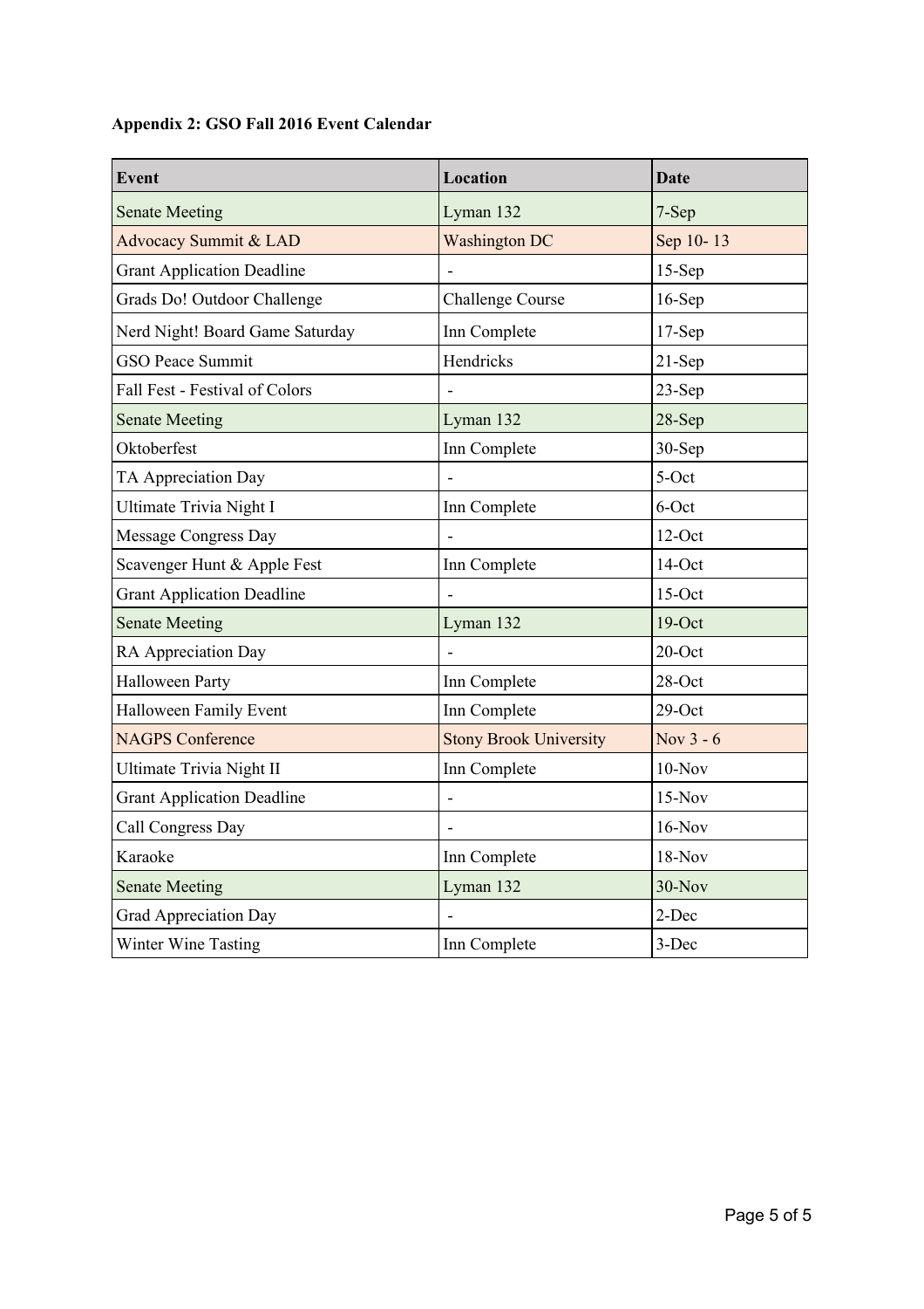**Appendix 2: GSO Fall 2016 Event Calendar**

| Event | Location | Date |
|---|---|---|
| Senate Meeting | Lyman 132 | 7-Sep |
| Advocacy Summit & LAD | Washington DC | Sep 10- 13 |
| Grant Application Deadline | - | 15-Sep |
| Grads Do! Outdoor Challenge | Challenge Course | 16-Sep |
| Nerd Night! Board Game Saturday | Inn Complete | 17-Sep |
| GSO Peace Summit | Hendricks | 21-Sep |
| Fall Fest - Festival of Colors | - | 23-Sep |
| Senate Meeting | Lyman 132 | 28-Sep |
| Oktoberfest | Inn Complete | 30-Sep |
| TA Appreciation Day | - | 5-Oct |
| Ultimate Trivia Night I | Inn Complete | 6-Oct |
| Message Congress Day | - | 12-Oct |
| Scavenger Hunt & Apple Fest | Inn Complete | 14-Oct |
| Grant Application Deadline | - | 15-Oct |
| Senate Meeting | Lyman 132 | 19-Oct |
| RA Appreciation Day | - | 20-Oct |
| Halloween Party | Inn Complete | 28-Oct |
| Halloween Family Event | Inn Complete | 29-Oct |
| NAGPS Conference | Stony Brook University | Nov 3 - 6 |
| Ultimate Trivia Night II | Inn Complete | 10-Nov |
| Grant Application Deadline | - | 15-Nov |
| Call Congress Day | - | 16-Nov |
| Karaoke | Inn Complete | 18-Nov |
| Senate Meeting | Lyman 132 | 30-Nov |
| Grad Appreciation Day | - | 2-Dec |
| Winter Wine Tasting | Inn Complete | 3-Dec |